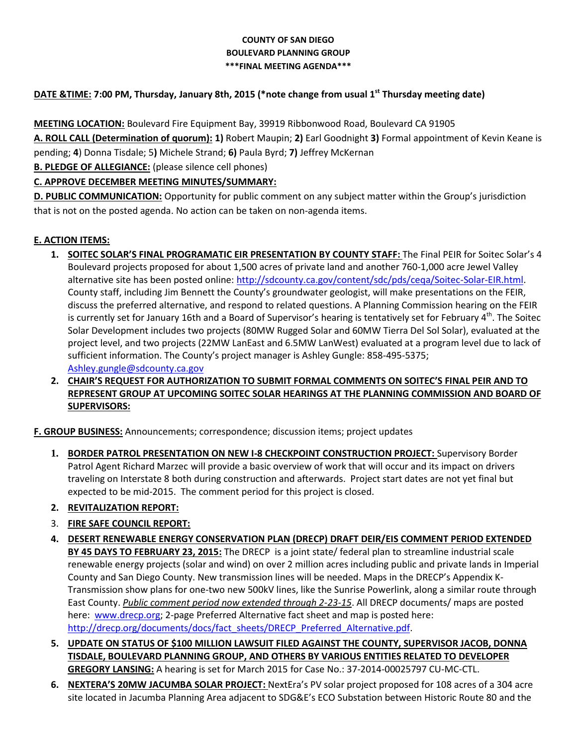**COUNTY OF SAN DIEGO**
**BOULEVARD PLANNING GROUP**
**\*\*\*FINAL MEETING AGENDA\*\*\***

**DATE &TIME: 7:00 PM, Thursday, January 8th, 2015 (\*note change from usual 1st Thursday meeting date)**

**MEETING LOCATION:** Boulevard Fire Equipment Bay, 39919 Ribbonwood Road, Boulevard CA 91905

**A. ROLL CALL (Determination of quorum): 1)** Robert Maupin; **2)** Earl Goodnight **3)** Formal appointment of Kevin Keane is pending; **4**) Donna Tisdale; 5**)** Michele Strand; **6)** Paula Byrd; **7)** Jeffrey McKernan

**B. PLEDGE OF ALLEGIANCE:** (please silence cell phones)

**C. APPROVE DECEMBER MEETING MINUTES/SUMMARY:**

**D. PUBLIC COMMUNICATION:** Opportunity for public comment on any subject matter within the Group's jurisdiction that is not on the posted agenda. No action can be taken on non-agenda items.

**E. ACTION ITEMS:**

1. **SOITEC SOLAR'S FINAL PROGRAMATIC EIR PRESENTATION BY COUNTY STAFF:** The Final PEIR for Soitec Solar's 4 Boulevard projects proposed for about 1,500 acres of private land and another 760-1,000 acre Jewel Valley alternative site has been posted online: http://sdcounty.ca.gov/content/sdc/pds/ceqa/Soitec-Solar-EIR.html. County staff, including Jim Bennett the County's groundwater geologist, will make presentations on the FEIR, discuss the preferred alternative, and respond to related questions. A Planning Commission hearing on the FEIR is currently set for January 16th and a Board of Supervisor's hearing is tentatively set for February 4th. The Soitec Solar Development includes two projects (80MW Rugged Solar and 60MW Tierra Del Sol Solar), evaluated at the project level, and two projects (22MW LanEast and 6.5MW LanWest) evaluated at a program level due to lack of sufficient information. The County's project manager is Ashley Gungle: 858-495-5375; Ashley.gungle@sdcounty.ca.gov
2. **CHAIR'S REQUEST FOR AUTHORIZATION TO SUBMIT FORMAL COMMENTS ON SOITEC'S FINAL PEIR AND TO REPRESENT GROUP AT UPCOMING SOITEC SOLAR HEARINGS AT THE PLANNING COMMISSION AND BOARD OF SUPERVISORS:**

**F. GROUP BUSINESS:** Announcements; correspondence; discussion items; project updates

1. **BORDER PATROL PRESENTATION ON NEW I-8 CHECKPOINT CONSTRUCTION PROJECT:** Supervisory Border Patrol Agent Richard Marzec will provide a basic overview of work that will occur and its impact on drivers traveling on Interstate 8 both during construction and afterwards. Project start dates are not yet final but expected to be mid-2015. The comment period for this project is closed.
2. **REVITALIZATION REPORT:**
3. **FIRE SAFE COUNCIL REPORT:**
4. **DESERT RENEWABLE ENERGY CONSERVATION PLAN (DRECP) DRAFT DEIR/EIS COMMENT PERIOD EXTENDED BY 45 DAYS TO FEBRUARY 23, 2015:** The DRECP is a joint state/ federal plan to streamline industrial scale renewable energy projects (solar and wind) on over 2 million acres including public and private lands in Imperial County and San Diego County. New transmission lines will be needed. Maps in the DRECP's Appendix K-Transmission show plans for one-two new 500kV lines, like the Sunrise Powerlink, along a similar route through East County. ***Public comment period now extended through 2-23-15***. All DRECP documents/ maps are posted here: www.drecp.org; 2-page Preferred Alternative fact sheet and map is posted here: http://drecp.org/documents/docs/fact_sheets/DRECP_Preferred_Alternative.pdf.
5. **UPDATE ON STATUS OF $100 MILLION LAWSUIT FILED AGAINST THE COUNTY, SUPERVISOR JACOB, DONNA TISDALE, BOULEVARD PLANNING GROUP, AND OTHERS BY VARIOUS ENTITIES RELATED TO DEVELOPER GREGORY LANSING:** A hearing is set for March 2015 for Case No.: 37-2014-00025797 CU-MC-CTL.
6. **NEXTERA'S 20MW JACUMBA SOLAR PROJECT:** NextEra's PV solar project proposed for 108 acres of a 304 acre site located in Jacumba Planning Area adjacent to SDG&E's ECO Substation between Historic Route 80 and the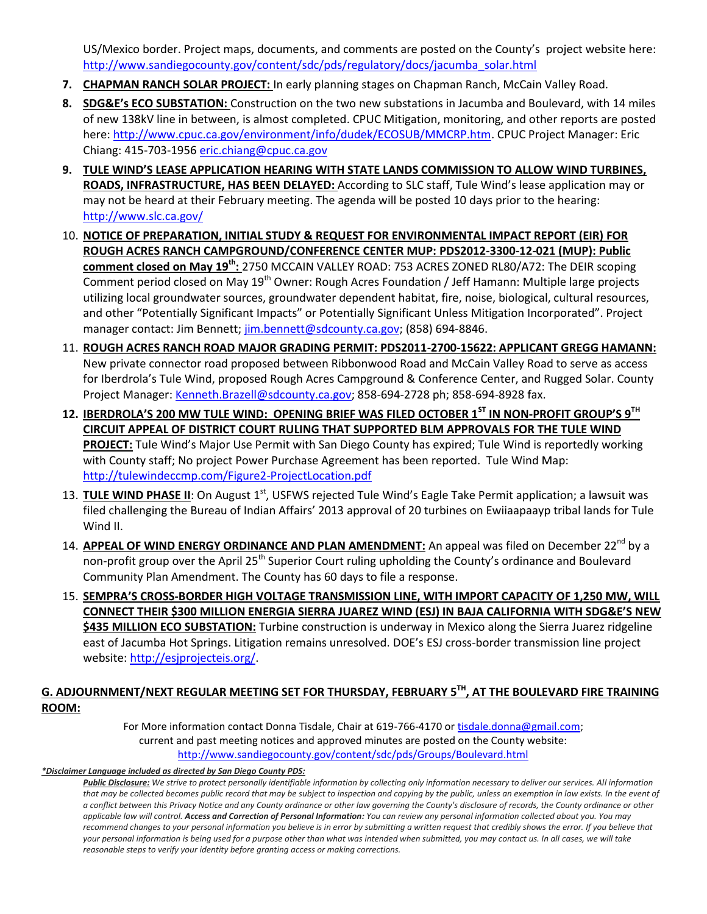US/Mexico border. Project maps, documents, and comments are posted on the County's project website here: http://www.sandiegocounty.gov/content/sdc/pds/regulatory/docs/jacumba_solar.html

7. **CHAPMAN RANCH SOLAR PROJECT:** In early planning stages on Chapman Ranch, McCain Valley Road.
8. **SDG&E's ECO SUBSTATION:** Construction on the two new substations in Jacumba and Boulevard, with 14 miles of new 138kV line in between, is almost completed. CPUC Mitigation, monitoring, and other reports are posted here: http://www.cpuc.ca.gov/environment/info/dudek/ECOSUB/MMCRP.htm. CPUC Project Manager: Eric Chiang: 415-703-1956 eric.chiang@cpuc.ca.gov
9. **TULE WIND'S LEASE APPLICATION HEARING WITH STATE LANDS COMMISSION TO ALLOW WIND TURBINES, ROADS, INFRASTRUCTURE, HAS BEEN DELAYED:** According to SLC staff, Tule Wind's lease application may or may not be heard at their February meeting. The agenda will be posted 10 days prior to the hearing: http://www.slc.ca.gov/
10. **NOTICE OF PREPARATION, INITIAL STUDY & REQUEST FOR ENVIRONMENTAL IMPACT REPORT (EIR) FOR ROUGH ACRES RANCH CAMPGROUND/CONFERENCE CENTER MUP: PDS2012-3300-12-021 (MUP): Public comment closed on May 19th:** 2750 MCCAIN VALLEY ROAD: 753 ACRES ZONED RL80/A72: The DEIR scoping Comment period closed on May 19th Owner: Rough Acres Foundation / Jeff Hamann: Multiple large projects utilizing local groundwater sources, groundwater dependent habitat, fire, noise, biological, cultural resources, and other "Potentially Significant Impacts" or Potentially Significant Unless Mitigation Incorporated". Project manager contact: Jim Bennett; jim.bennett@sdcounty.ca.gov; (858) 694-8846.
11. **ROUGH ACRES RANCH ROAD MAJOR GRADING PERMIT: PDS2011-2700-15622: APPLICANT GREGG HAMANN:** New private connector road proposed between Ribbonwood Road and McCain Valley Road to serve as access for Iberdrola's Tule Wind, proposed Rough Acres Campground & Conference Center, and Rugged Solar. County Project Manager: Kenneth.Brazell@sdcounty.ca.gov; 858-694-2728 ph; 858-694-8928 fax.
12. **IBERDROLA'S 200 MW TULE WIND: OPENING BRIEF WAS FILED OCTOBER 1ST IN NON-PROFIT GROUP'S 9TH CIRCUIT APPEAL OF DISTRICT COURT RULING THAT SUPPORTED BLM APPROVALS FOR THE TULE WIND PROJECT:** Tule Wind's Major Use Permit with San Diego County has expired; Tule Wind is reportedly working with County staff; No project Power Purchase Agreement has been reported. Tule Wind Map: http://tulewindeccmp.com/Figure2-ProjectLocation.pdf
13. **TULE WIND PHASE II**: On August 1st, USFWS rejected Tule Wind's Eagle Take Permit application; a lawsuit was filed challenging the Bureau of Indian Affairs' 2013 approval of 20 turbines on Ewiiaapaayp tribal lands for Tule Wind II.
14. **APPEAL OF WIND ENERGY ORDINANCE AND PLAN AMENDMENT:** An appeal was filed on December 22nd by a non-profit group over the April 25th Superior Court ruling upholding the County's ordinance and Boulevard Community Plan Amendment. The County has 60 days to file a response.
15. **SEMPRA'S CROSS-BORDER HIGH VOLTAGE TRANSMISSION LINE, WITH IMPORT CAPACITY OF 1,250 MW, WILL CONNECT THEIR $300 MILLION ENERGIA SIERRA JUAREZ WIND (ESJ) IN BAJA CALIFORNIA WITH SDG&E'S NEW $435 MILLION ECO SUBSTATION:** Turbine construction is underway in Mexico along the Sierra Juarez ridgeline east of Jacumba Hot Springs. Litigation remains unresolved. DOE's ESJ cross-border transmission line project website: http://esjprojecteis.org/.

## G. ADJOURNMENT/NEXT REGULAR MEETING SET FOR THURSDAY, FEBRUARY 5TH, AT THE BOULEVARD FIRE TRAINING ROOM:

For More information contact Donna Tisdale, Chair at 619-766-4170 or tisdale.donna@gmail.com; current and past meeting notices and approved minutes are posted on the County website: http://www.sandiegocounty.gov/content/sdc/pds/Groups/Boulevard.html

***Disclaimer Language included as directed by San Diego County PDS:***

***Public Disclosure:*** *We strive to protect personally identifiable information by collecting only information necessary to deliver our services. All information that may be collected becomes public record that may be subject to inspection and copying by the public, unless an exemption in law exists. In the event of a conflict between this Privacy Notice and any County ordinance or other law governing the County's disclosure of records, the County ordinance or other applicable law will control.* ***Access and Correction of Personal Information:*** *You can review any personal information collected about you. You may recommend changes to your personal information you believe is in error by submitting a written request that credibly shows the error. If you believe that your personal information is being used for a purpose other than what was intended when submitted, you may contact us. In all cases, we will take reasonable steps to verify your identity before granting access or making corrections.*